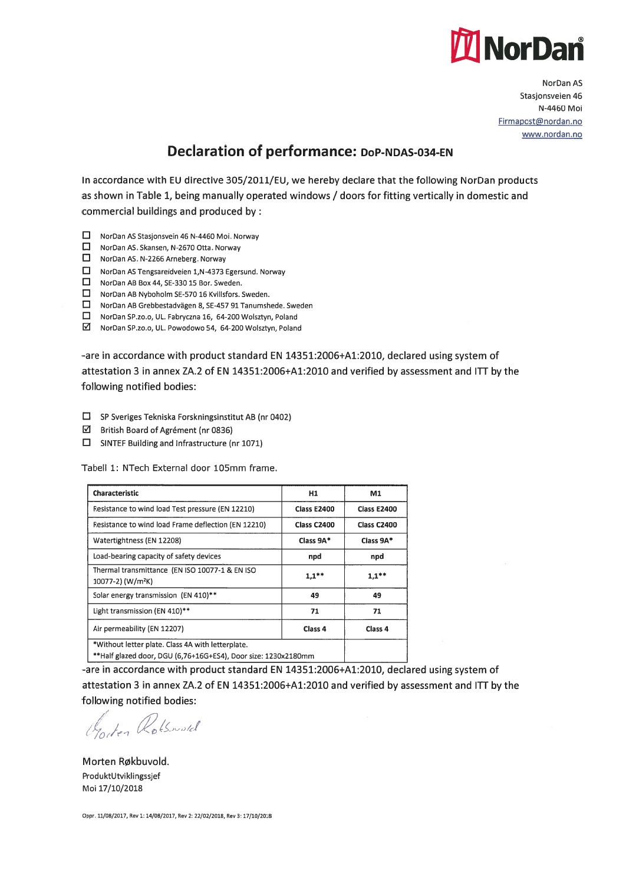NorDan

NorDan AS
Stasjonsveien 46
N-4460 Moi
Firmapost@nordan.no
www.nordan.no

# Declaration of performance: DoP-NDAS-034-EN

In accordance with EU directive 305/2011/EU, we hereby declare that the following NorDan products as shown in Table 1, being manually operated windows / doors for fitting vertically in domestic and commercial buildings and produced by :

- ☐ NorDan AS Stasjonsvein 46 N-4460 Moi. Norway
- ☐ NorDan AS. Skansen, N-2670 Otta. Norway
- ☐ NorDan AS. N-2266 Arneberg. Norway
- ☐ NorDan AS Tengsareidveien 1,N-4373 Egersund. Norway
- ☐ NorDan AB Box 44, SE-330 15 Bor. Sweden.
- ☐ NorDan AB Nyboholm SE-570 16 Kvillsfors. Sweden.
- ☐ NorDan AB Grebbestadvägen 8, SE-457 91 Tanumshede. Sweden
- ☐ NorDan SP.zo.o, UL. Fabryczna 16, 64-200 Wolsztyn, Poland
- ☑ NorDan SP.zo.o, UL. Powodowo 54, 64-200 Wolsztyn, Poland

-are in accordance with product standard EN 14351:2006+A1:2010, declared using system of attestation 3 in annex ZA.2 of EN 14351:2006+A1:2010 and verified by assessment and ITT by the following notified bodies:

- ☐ SP Sveriges Tekniska Forskningsinstitut AB (nr 0402)
- ☑ British Board of Agrément (nr 0836)
- ☐ SINTEF Building and Infrastructure (nr 1071)

Tabell 1: NTech External door 105mm frame.

| Characteristic | H1 | M1 |
|---|---|---|
| Resistance to wind load Test pressure (EN 12210) | Class E2400 | Class E2400 |
| Resistance to wind load Frame deflection (EN 12210) | Class C2400 | Class C2400 |
| Watertightness (EN 12208) | Class 9A* | Class 9A* |
| Load-bearing capacity of safety devices | npd | npd |
| Thermal transmittance (EN ISO 10077-1 & EN ISO 10077-2) (W/m²K) | 1,1** | 1,1** |
| Solar energy transmission (EN 410)** | 49 | 49 |
| Light transmission (EN 410)** | 71 | 71 |
| Air permeability (EN 12207) | Class 4 | Class 4 |
| *Without letter plate. Class 4A with letterplate.<br>**Half glazed door, DGU (6,76+16G+ES4), Door size: 1230x2180mm | | |

-are in accordance with product standard EN 14351:2006+A1:2010, declared using system of attestation 3 in annex ZA.2 of EN 14351:2006+A1:2010 and verified by assessment and ITT by the following notified bodies:

*Morten Røkbuvold*

Morten Røkbuvold.
ProduktUtviklingssjef
Moi 17/10/2018

Oppr. 11/08/2017, Rev 1: 14/08/2017, Rev 2: 22/02/2018, Rev 3: 17/10/2018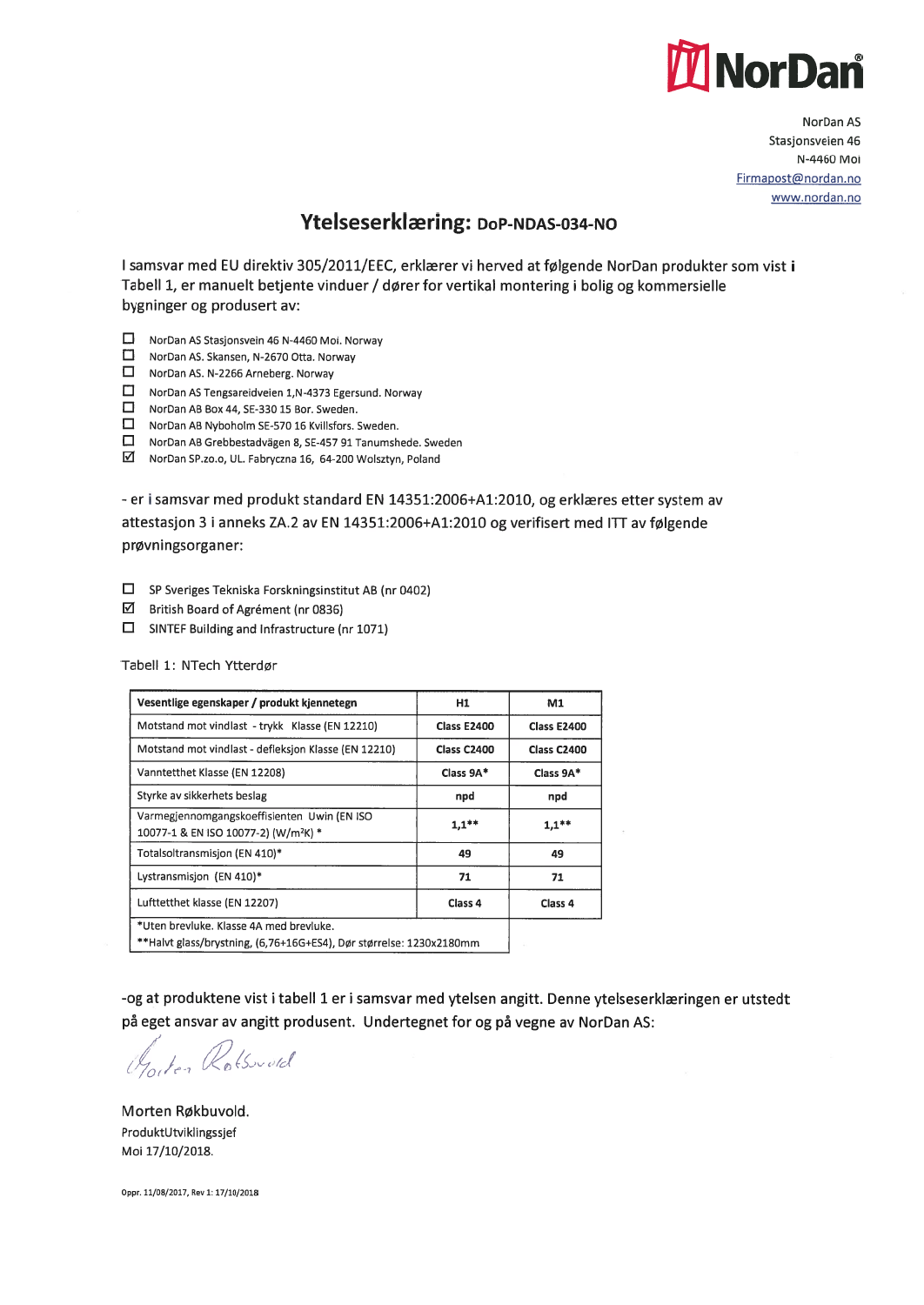NorDan

NorDan AS
Stasjonsveien 46
N-4460 Moi
Firmapost@nordan.no
www.nordan.no

# Ytelseserklæring: DoP-NDAS-034-NO

I samsvar med EU direktiv 305/2011/EEC, erklærer vi herved at følgende NorDan produkter som vist i Tabell 1, er manuelt betjente vinduer / dører for vertikal montering i bolig og kommersielle bygninger og produsert av:

- ☐ NorDan AS Stasjonsvein 46 N-4460 Moi. Norway
- ☐ NorDan AS. Skansen, N-2670 Otta. Norway
- ☐ NorDan AS. N-2266 Arneberg. Norway
- ☐ NorDan AS Tengsareidveien 1,N-4373 Egersund. Norway
- ☐ NorDan AB Box 44, SE-330 15 Bor. Sweden.
- ☐ NorDan AB Nyboholm SE-570 16 Kvillsfors. Sweden.
- ☐ NorDan AB Grebbestadvägen 8, SE-457 91 Tanumshede. Sweden
- ☑ NorDan SP.zo.o, UL. Fabryczna 16, 64-200 Wolsztyn, Poland

- er i samsvar med produkt standard EN 14351:2006+A1:2010, og erklæres etter system av attestasjon 3 i anneks ZA.2 av EN 14351:2006+A1:2010 og verifisert med ITT av følgende prøvningsorganer:

- ☐ SP Sveriges Tekniska Forskningsinstitut AB (nr 0402)
- ☑ British Board of Agrément (nr 0836)
- ☐ SINTEF Building and Infrastructure (nr 1071)

Tabell 1: NTech Ytterdør

| Vesentlige egenskaper / produkt kjennetegn | H1 | M1 |
|---|---|---|
| Motstand mot vindlast - trykk Klasse (EN 12210) | Class E2400 | Class E2400 |
| Motstand mot vindlast - defleksjon Klasse (EN 12210) | Class C2400 | Class C2400 |
| Vanntetthet Klasse (EN 12208) | Class 9A* | Class 9A* |
| Styrke av sikkerhets beslag | npd | npd |
| Varmegjennomgangskoeffisienten Uwin (EN ISO 10077-1 & EN ISO 10077-2) (W/m²K) * | 1,1** | 1,1** |
| Totalsoltransmisjon (EN 410)* | 49 | 49 |
| Lystransmisjon (EN 410)* | 71 | 71 |
| Lufttetthet klasse (EN 12207) | Class 4 | Class 4 |
| *Uten brevluke. Klasse 4A med brevluke.<br>**Halvt glass/brystning, (6,76+16G+ES4), Dør størrelse: 1230x2180mm | | |

-og at produktene vist i tabell 1 er i samsvar med ytelsen angitt. Denne ytelseserklæringen er utstedt på eget ansvar av angitt produsent. Undertegnet for og på vegne av NorDan AS:

Morten Røkbuvold

Morten Røkbuvold.
ProduktUtviklingssjef
Moi 17/10/2018.

Oppr. 11/08/2017, Rev 1: 17/10/2018